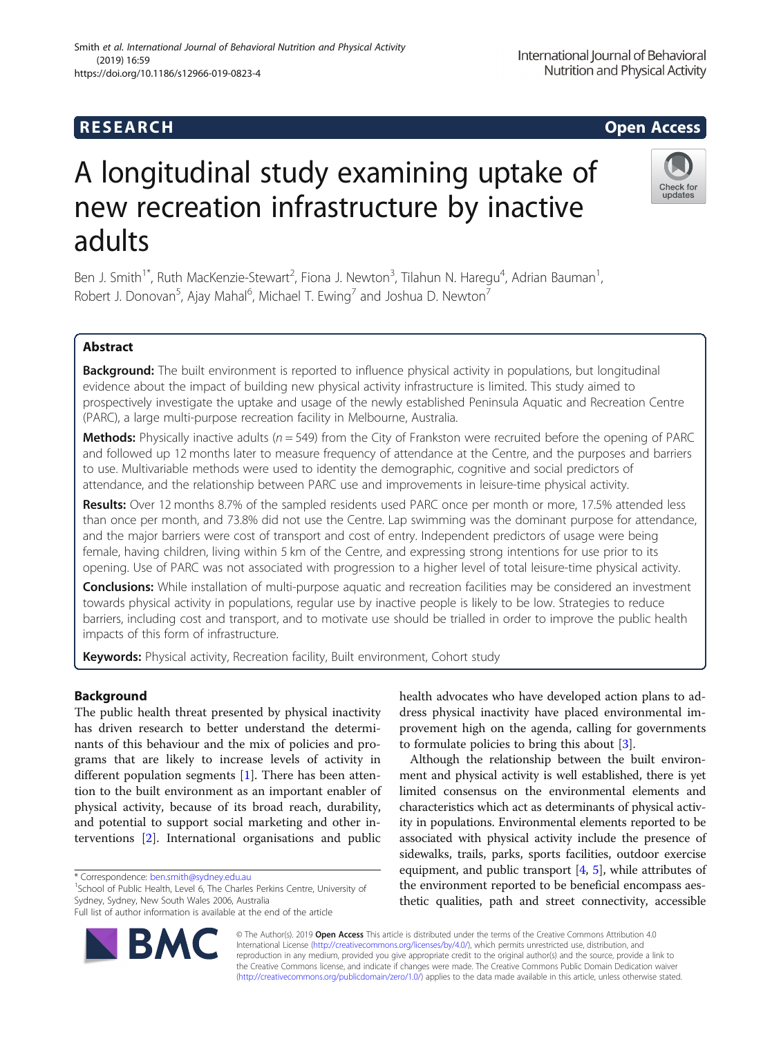RESEARCH Open Access

# A longitudinal study examining uptake of new recreation infrastructure by inactive adults

Ben J. Smith[1*], Ruth MacKenzie-Stewart[2], Fiona J. Newton[3], Tilahun N. Haregu[4], Adrian Bauman[1], Robert J. Donovan[5], Ajay Mahal[6], Michael T. Ewing[7] and Joshua D. Newton[7]

## Abstract

**Background:** The built environment is reported to influence physical activity in populations, but longitudinal evidence about the impact of building new physical activity infrastructure is limited. This study aimed to prospectively investigate the uptake and usage of the newly established Peninsula Aquatic and Recreation Centre (PARC), a large multi-purpose recreation facility in Melbourne, Australia.

**Methods:** Physically inactive adults ($n = 549$) from the City of Frankston were recruited before the opening of PARC and followed up 12 months later to measure frequency of attendance at the Centre, and the purposes and barriers to use. Multivariable methods were used to identity the demographic, cognitive and social predictors of attendance, and the relationship between PARC use and improvements in leisure-time physical activity.

**Results:** Over 12 months 8.7% of the sampled residents used PARC once per month or more, 17.5% attended less than once per month, and 73.8% did not use the Centre. Lap swimming was the dominant purpose for attendance, and the major barriers were cost of transport and cost of entry. Independent predictors of usage were being female, having children, living within 5 km of the Centre, and expressing strong intentions for use prior to its opening. Use of PARC was not associated with progression to a higher level of total leisure-time physical activity.

**Conclusions:** While installation of multi-purpose aquatic and recreation facilities may be considered an investment towards physical activity in populations, regular use by inactive people is likely to be low. Strategies to reduce barriers, including cost and transport, and to motivate use should be trialled in order to improve the public health impacts of this form of infrastructure.

**Keywords:** Physical activity, Recreation facility, Built environment, Cohort study

## Background

The public health threat presented by physical inactivity has driven research to better understand the determinants of this behaviour and the mix of policies and programs that are likely to increase levels of activity in different population segments [1]. There has been attention to the built environment as an important enabler of physical activity, because of its broad reach, durability, and potential to support social marketing and other interventions [2]. International organisations and public health advocates who have developed action plans to address physical inactivity have placed environmental improvement high on the agenda, calling for governments to formulate policies to bring this about [3].

Although the relationship between the built environment and physical activity is well established, there is yet limited consensus on the environmental elements and characteristics which act as determinants of physical activity in populations. Environmental elements reported to be associated with physical activity include the presence of sidewalks, trails, parks, sports facilities, outdoor exercise equipment, and public transport [4, 5], while attributes of the environment reported to be beneficial encompass aesthetic qualities, path and street connectivity, accessible

* Correspondence: ben.smith@sydney.edu.au
[1]School of Public Health, Level 6, The Charles Perkins Centre, University of Sydney, Sydney, New South Wales 2006, Australia
Full list of author information is available at the end of the article

© The Author(s). 2019 **Open Access** This article is distributed under the terms of the Creative Commons Attribution 4.0 International License (http://creativecommons.org/licenses/by/4.0/), which permits unrestricted use, distribution, and reproduction in any medium, provided you give appropriate credit to the original author(s) and the source, provide a link to the Creative Commons license, and indicate if changes were made. The Creative Commons Public Domain Dedication waiver (http://creativecommons.org/publicdomain/zero/1.0/) applies to the data made available in this article, unless otherwise stated.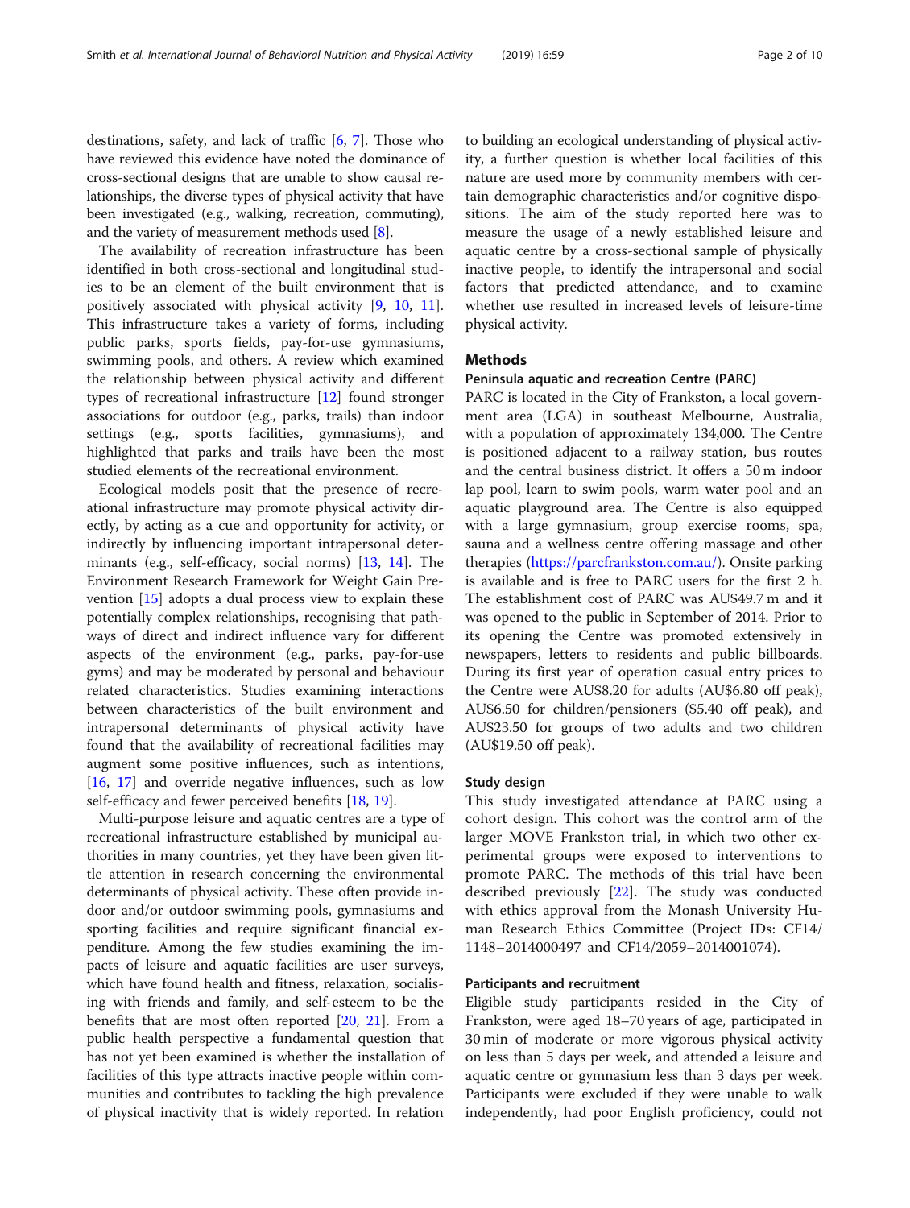destinations, safety, and lack of traffic [6, 7]. Those who have reviewed this evidence have noted the dominance of cross-sectional designs that are unable to show causal relationships, the diverse types of physical activity that have been investigated (e.g., walking, recreation, commuting), and the variety of measurement methods used [8].

The availability of recreation infrastructure has been identified in both cross-sectional and longitudinal studies to be an element of the built environment that is positively associated with physical activity [9, 10, 11]. This infrastructure takes a variety of forms, including public parks, sports fields, pay-for-use gymnasiums, swimming pools, and others. A review which examined the relationship between physical activity and different types of recreational infrastructure [12] found stronger associations for outdoor (e.g., parks, trails) than indoor settings (e.g., sports facilities, gymnasiums), and highlighted that parks and trails have been the most studied elements of the recreational environment.

Ecological models posit that the presence of recreational infrastructure may promote physical activity directly, by acting as a cue and opportunity for activity, or indirectly by influencing important intrapersonal determinants (e.g., self-efficacy, social norms) [13, 14]. The Environment Research Framework for Weight Gain Prevention [15] adopts a dual process view to explain these potentially complex relationships, recognising that pathways of direct and indirect influence vary for different aspects of the environment (e.g., parks, pay-for-use gyms) and may be moderated by personal and behaviour related characteristics. Studies examining interactions between characteristics of the built environment and intrapersonal determinants of physical activity have found that the availability of recreational facilities may augment some positive influences, such as intentions, [16, 17] and override negative influences, such as low self-efficacy and fewer perceived benefits [18, 19].

Multi-purpose leisure and aquatic centres are a type of recreational infrastructure established by municipal authorities in many countries, yet they have been given little attention in research concerning the environmental determinants of physical activity. These often provide indoor and/or outdoor swimming pools, gymnasiums and sporting facilities and require significant financial expenditure. Among the few studies examining the impacts of leisure and aquatic facilities are user surveys, which have found health and fitness, relaxation, socialising with friends and family, and self-esteem to be the benefits that are most often reported [20, 21]. From a public health perspective a fundamental question that has not yet been examined is whether the installation of facilities of this type attracts inactive people within communities and contributes to tackling the high prevalence of physical inactivity that is widely reported. In relation to building an ecological understanding of physical activity, a further question is whether local facilities of this nature are used more by community members with certain demographic characteristics and/or cognitive dispositions. The aim of the study reported here was to measure the usage of a newly established leisure and aquatic centre by a cross-sectional sample of physically inactive people, to identify the intrapersonal and social factors that predicted attendance, and to examine whether use resulted in increased levels of leisure-time physical activity.

## Methods

### Peninsula aquatic and recreation Centre (PARC)

PARC is located in the City of Frankston, a local government area (LGA) in southeast Melbourne, Australia, with a population of approximately 134,000. The Centre is positioned adjacent to a railway station, bus routes and the central business district. It offers a 50 m indoor lap pool, learn to swim pools, warm water pool and an aquatic playground area. The Centre is also equipped with a large gymnasium, group exercise rooms, spa, sauna and a wellness centre offering massage and other therapies (https://parcfrankston.com.au/). Onsite parking is available and is free to PARC users for the first 2 h. The establishment cost of PARC was AU$49.7 m and it was opened to the public in September of 2014. Prior to its opening the Centre was promoted extensively in newspapers, letters to residents and public billboards. During its first year of operation casual entry prices to the Centre were AU$8.20 for adults (AU$6.80 off peak), AU$6.50 for children/pensioners ($5.40 off peak), and AU$23.50 for groups of two adults and two children (AU$19.50 off peak).

### Study design

This study investigated attendance at PARC using a cohort design. This cohort was the control arm of the larger MOVE Frankston trial, in which two other experimental groups were exposed to interventions to promote PARC. The methods of this trial have been described previously [22]. The study was conducted with ethics approval from the Monash University Human Research Ethics Committee (Project IDs: CF14/1148–2014000497 and CF14/2059–2014001074).

### Participants and recruitment

Eligible study participants resided in the City of Frankston, were aged 18–70 years of age, participated in 30 min of moderate or more vigorous physical activity on less than 5 days per week, and attended a leisure and aquatic centre or gymnasium less than 3 days per week. Participants were excluded if they were unable to walk independently, had poor English proficiency, could not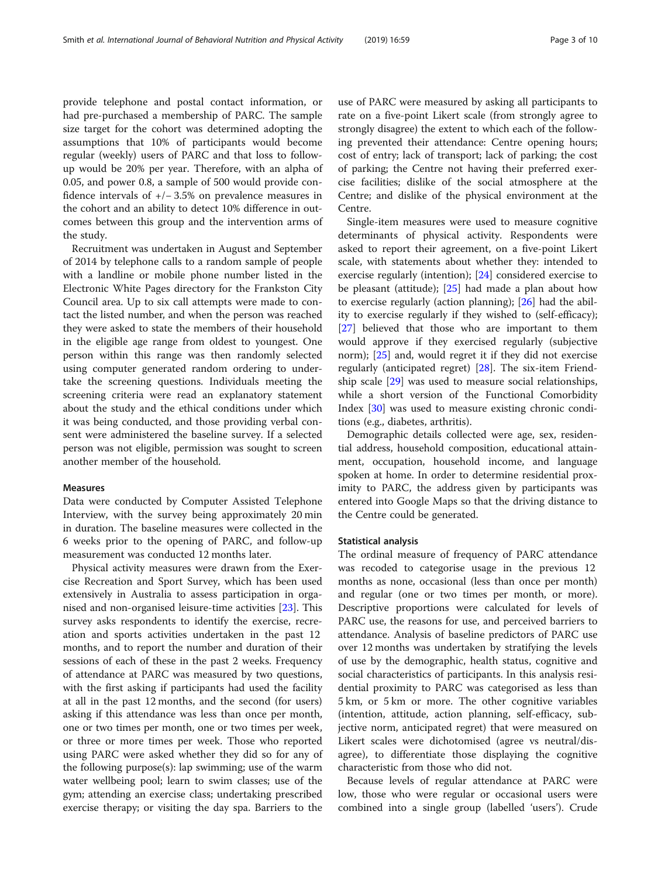provide telephone and postal contact information, or had pre-purchased a membership of PARC. The sample size target for the cohort was determined adopting the assumptions that 10% of participants would become regular (weekly) users of PARC and that loss to follow-up would be 20% per year. Therefore, with an alpha of 0.05, and power 0.8, a sample of 500 would provide confidence intervals of +/− 3.5% on prevalence measures in the cohort and an ability to detect 10% difference in outcomes between this group and the intervention arms of the study.

Recruitment was undertaken in August and September of 2014 by telephone calls to a random sample of people with a landline or mobile phone number listed in the Electronic White Pages directory for the Frankston City Council area. Up to six call attempts were made to contact the listed number, and when the person was reached they were asked to state the members of their household in the eligible age range from oldest to youngest. One person within this range was then randomly selected using computer generated random ordering to undertake the screening questions. Individuals meeting the screening criteria were read an explanatory statement about the study and the ethical conditions under which it was being conducted, and those providing verbal consent were administered the baseline survey. If a selected person was not eligible, permission was sought to screen another member of the household.

### Measures

Data were conducted by Computer Assisted Telephone Interview, with the survey being approximately 20 min in duration. The baseline measures were collected in the 6 weeks prior to the opening of PARC, and follow-up measurement was conducted 12 months later.

Physical activity measures were drawn from the Exercise Recreation and Sport Survey, which has been used extensively in Australia to assess participation in organised and non-organised leisure-time activities [23]. This survey asks respondents to identify the exercise, recreation and sports activities undertaken in the past 12 months, and to report the number and duration of their sessions of each of these in the past 2 weeks. Frequency of attendance at PARC was measured by two questions, with the first asking if participants had used the facility at all in the past 12 months, and the second (for users) asking if this attendance was less than once per month, one or two times per month, one or two times per week, or three or more times per week. Those who reported using PARC were asked whether they did so for any of the following purpose(s): lap swimming; use of the warm water wellbeing pool; learn to swim classes; use of the gym; attending an exercise class; undertaking prescribed exercise therapy; or visiting the day spa. Barriers to the use of PARC were measured by asking all participants to rate on a five-point Likert scale (from strongly agree to strongly disagree) the extent to which each of the following prevented their attendance: Centre opening hours; cost of entry; lack of transport; lack of parking; the cost of parking; the Centre not having their preferred exercise facilities; dislike of the social atmosphere at the Centre; and dislike of the physical environment at the Centre.

Single-item measures were used to measure cognitive determinants of physical activity. Respondents were asked to report their agreement, on a five-point Likert scale, with statements about whether they: intended to exercise regularly (intention); [24] considered exercise to be pleasant (attitude); [25] had made a plan about how to exercise regularly (action planning); [26] had the ability to exercise regularly if they wished to (self-efficacy); [27] believed that those who are important to them would approve if they exercised regularly (subjective norm); [25] and, would regret it if they did not exercise regularly (anticipated regret) [28]. The six-item Friendship scale [29] was used to measure social relationships, while a short version of the Functional Comorbidity Index [30] was used to measure existing chronic conditions (e.g., diabetes, arthritis).

Demographic details collected were age, sex, residential address, household composition, educational attainment, occupation, household income, and language spoken at home. In order to determine residential proximity to PARC, the address given by participants was entered into Google Maps so that the driving distance to the Centre could be generated.

### Statistical analysis

The ordinal measure of frequency of PARC attendance was recoded to categorise usage in the previous 12 months as none, occasional (less than once per month) and regular (one or two times per month, or more). Descriptive proportions were calculated for levels of PARC use, the reasons for use, and perceived barriers to attendance. Analysis of baseline predictors of PARC use over 12 months was undertaken by stratifying the levels of use by the demographic, health status, cognitive and social characteristics of participants. In this analysis residential proximity to PARC was categorised as less than 5 km, or 5 km or more. The other cognitive variables (intention, attitude, action planning, self-efficacy, subjective norm, anticipated regret) that were measured on Likert scales were dichotomised (agree vs neutral/disagree), to differentiate those displaying the cognitive characteristic from those who did not.

Because levels of regular attendance at PARC were low, those who were regular or occasional users were combined into a single group (labelled 'users'). Crude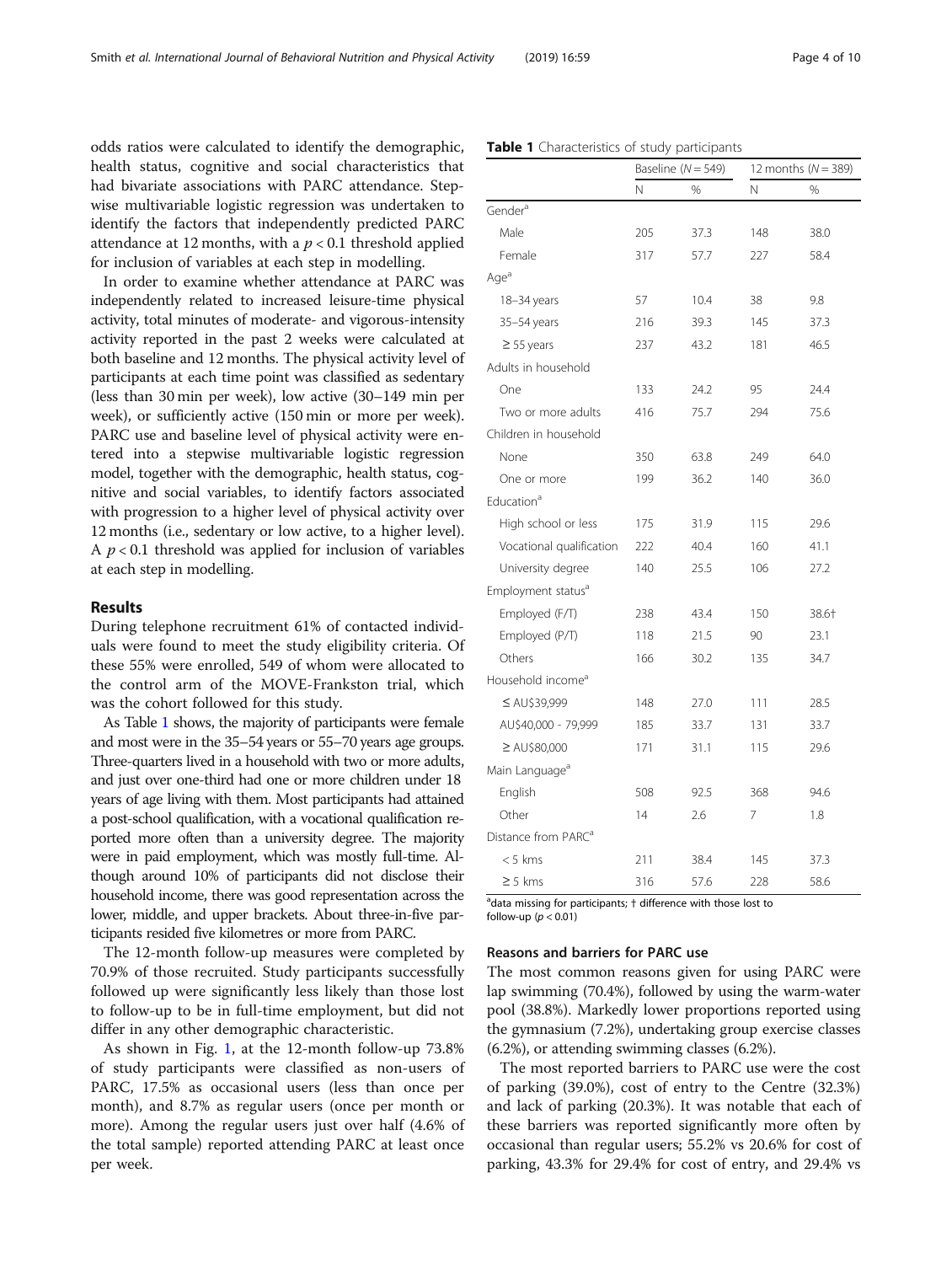odds ratios were calculated to identify the demographic, health status, cognitive and social characteristics that had bivariate associations with PARC attendance. Stepwise multivariable logistic regression was undertaken to identify the factors that independently predicted PARC attendance at 12 months, with a $p < 0.1$ threshold applied for inclusion of variables at each step in modelling.

In order to examine whether attendance at PARC was independently related to increased leisure-time physical activity, total minutes of moderate- and vigorous-intensity activity reported in the past 2 weeks were calculated at both baseline and 12 months. The physical activity level of participants at each time point was classified as sedentary (less than 30 min per week), low active (30–149 min per week), or sufficiently active (150 min or more per week). PARC use and baseline level of physical activity were entered into a stepwise multivariable logistic regression model, together with the demographic, health status, cognitive and social variables, to identify factors associated with progression to a higher level of physical activity over 12 months (i.e., sedentary or low active, to a higher level). A $p < 0.1$ threshold was applied for inclusion of variables at each step in modelling.

## Results

During telephone recruitment 61% of contacted individuals were found to meet the study eligibility criteria. Of these 55% were enrolled, 549 of whom were allocated to the control arm of the MOVE-Frankston trial, which was the cohort followed for this study.

As Table 1 shows, the majority of participants were female and most were in the 35–54 years or 55–70 years age groups. Three-quarters lived in a household with two or more adults, and just over one-third had one or more children under 18 years of age living with them. Most participants had attained a post-school qualification, with a vocational qualification reported more often than a university degree. The majority were in paid employment, which was mostly full-time. Although around 10% of participants did not disclose their household income, there was good representation across the lower, middle, and upper brackets. About three-in-five participants resided five kilometres or more from PARC.

The 12-month follow-up measures were completed by 70.9% of those recruited. Study participants successfully followed up were significantly less likely than those lost to follow-up to be in full-time employment, but did not differ in any other demographic characteristic.

As shown in Fig. 1, at the 12-month follow-up 73.8% of study participants were classified as non-users of PARC, 17.5% as occasional users (less than once per month), and 8.7% as regular users (once per month or more). Among the regular users just over half (4.6% of the total sample) reported attending PARC at least once per week.

**Table 1** Characteristics of study participants

| | Baseline ($N = 549$) | | 12 months ($N = 389$) | |
|---|---|---|---|---|
| | N | % | N | % |
| Gender[a] | | | | |
| Male | 205 | 37.3 | 148 | 38.0 |
| Female | 317 | 57.7 | 227 | 58.4 |
| Age[a] | | | | |
| 18–34 years | 57 | 10.4 | 38 | 9.8 |
| 35–54 years | 216 | 39.3 | 145 | 37.3 |
| ≥ 55 years | 237 | 43.2 | 181 | 46.5 |
| Adults in household | | | | |
| One | 133 | 24.2 | 95 | 24.4 |
| Two or more adults | 416 | 75.7 | 294 | 75.6 |
| Children in household | | | | |
| None | 350 | 63.8 | 249 | 64.0 |
| One or more | 199 | 36.2 | 140 | 36.0 |
| Education[a] | | | | |
| High school or less | 175 | 31.9 | 115 | 29.6 |
| Vocational qualification | 222 | 40.4 | 160 | 41.1 |
| University degree | 140 | 25.5 | 106 | 27.2 |
| Employment status[a] | | | | |
| Employed (F/T) | 238 | 43.4 | 150 | 38.6† |
| Employed (P/T) | 118 | 21.5 | 90 | 23.1 |
| Others | 166 | 30.2 | 135 | 34.7 |
| Household income[a] | | | | |
| ≤ AU$39,999 | 148 | 27.0 | 111 | 28.5 |
| AU$40,000 - 79,999 | 185 | 33.7 | 131 | 33.7 |
| ≥ AU$80,000 | 171 | 31.1 | 115 | 29.6 |
| Main Language[a] | | | | |
| English | 508 | 92.5 | 368 | 94.6 |
| Other | 14 | 2.6 | 7 | 1.8 |
| Distance from PARC[a] | | | | |
| < 5 kms | 211 | 38.4 | 145 | 37.3 |
| ≥ 5 kms | 316 | 57.6 | 228 | 58.6 |

[a]data missing for participants; † difference with those lost to follow-up ($p < 0.01$)

### Reasons and barriers for PARC use

The most common reasons given for using PARC were lap swimming (70.4%), followed by using the warm-water pool (38.8%). Markedly lower proportions reported using the gymnasium (7.2%), undertaking group exercise classes (6.2%), or attending swimming classes (6.2%).

The most reported barriers to PARC use were the cost of parking (39.0%), cost of entry to the Centre (32.3%) and lack of parking (20.3%). It was notable that each of these barriers was reported significantly more often by occasional than regular users; 55.2% vs 20.6% for cost of parking, 43.3% for 29.4% for cost of entry, and 29.4% vs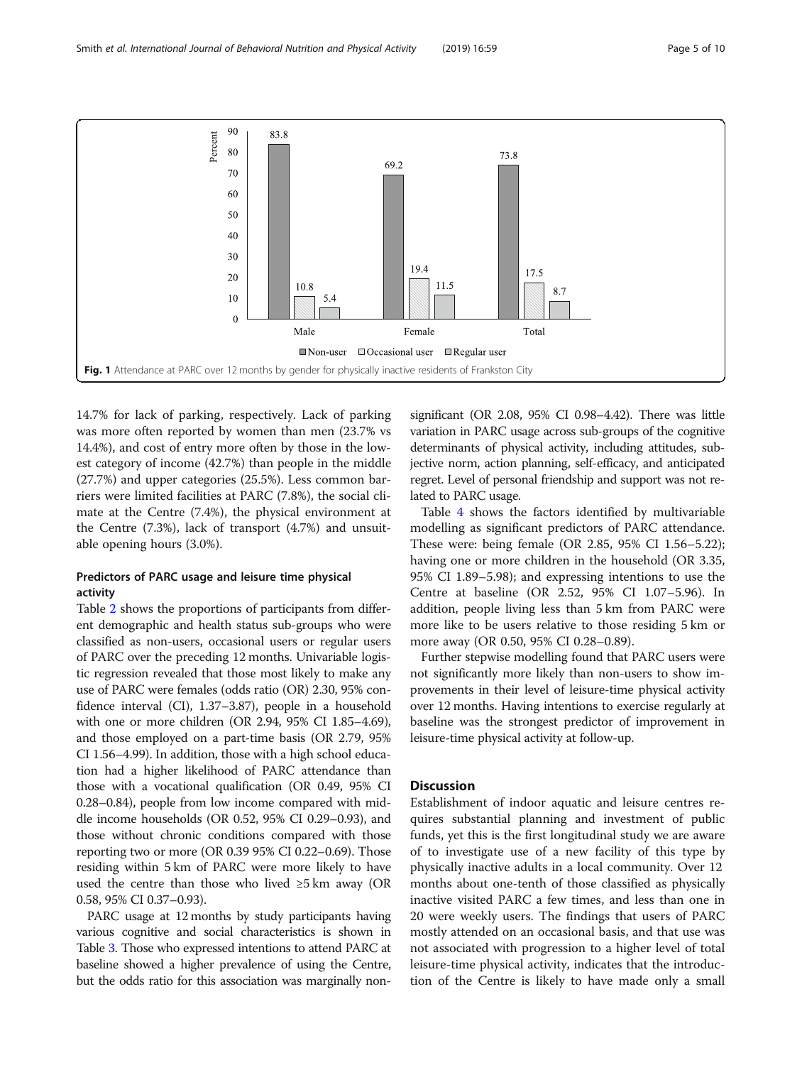Fig. 1 Attendance at PARC over 12 months by gender for physically inactive residents of Frankston City

14.7% for lack of parking, respectively. Lack of parking was more often reported by women than men (23.7% vs 14.4%), and cost of entry more often by those in the lowest category of income (42.7%) than people in the middle (27.7%) and upper categories (25.5%). Less common barriers were limited facilities at PARC (7.8%), the social climate at the Centre (7.4%), the physical environment at the Centre (7.3%), lack of transport (4.7%) and unsuitable opening hours (3.0%).

### Predictors of PARC usage and leisure time physical activity

Table 2 shows the proportions of participants from different demographic and health status sub-groups who were classified as non-users, occasional users or regular users of PARC over the preceding 12 months. Univariable logistic regression revealed that those most likely to make any use of PARC were females (odds ratio (OR) 2.30, 95% confidence interval (CI), 1.37–3.87), people in a household with one or more children (OR 2.94, 95% CI 1.85–4.69), and those employed on a part-time basis (OR 2.79, 95% CI 1.56–4.99). In addition, those with a high school education had a higher likelihood of PARC attendance than those with a vocational qualification (OR 0.49, 95% CI 0.28–0.84), people from low income compared with middle income households (OR 0.52, 95% CI 0.29–0.93), and those without chronic conditions compared with those reporting two or more (OR 0.39 95% CI 0.22–0.69). Those residing within 5 km of PARC were more likely to have used the centre than those who lived ≥5 km away (OR 0.58, 95% CI 0.37–0.93).

PARC usage at 12 months by study participants having various cognitive and social characteristics is shown in Table 3. Those who expressed intentions to attend PARC at baseline showed a higher prevalence of using the Centre, but the odds ratio for this association was marginally non-significant (OR 2.08, 95% CI 0.98–4.42). There was little variation in PARC usage across sub-groups of the cognitive determinants of physical activity, including attitudes, subjective norm, action planning, self-efficacy, and anticipated regret. Level of personal friendship and support was not related to PARC usage.

Table 4 shows the factors identified by multivariable modelling as significant predictors of PARC attendance. These were: being female (OR 2.85, 95% CI 1.56–5.22); having one or more children in the household (OR 3.35, 95% CI 1.89–5.98); and expressing intentions to use the Centre at baseline (OR 2.52, 95% CI 1.07–5.96). In addition, people living less than 5 km from PARC were more like to be users relative to those residing 5 km or more away (OR 0.50, 95% CI 0.28–0.89).

Further stepwise modelling found that PARC users were not significantly more likely than non-users to show improvements in their level of leisure-time physical activity over 12 months. Having intentions to exercise regularly at baseline was the strongest predictor of improvement in leisure-time physical activity at follow-up.

## Discussion

Establishment of indoor aquatic and leisure centres requires substantial planning and investment of public funds, yet this is the first longitudinal study we are aware of to investigate use of a new facility of this type by physically inactive adults in a local community. Over 12 months about one-tenth of those classified as physically inactive visited PARC a few times, and less than one in 20 were weekly users. The findings that users of PARC mostly attended on an occasional basis, and that use was not associated with progression to a higher level of total leisure-time physical activity, indicates that the introduction of the Centre is likely to have made only a small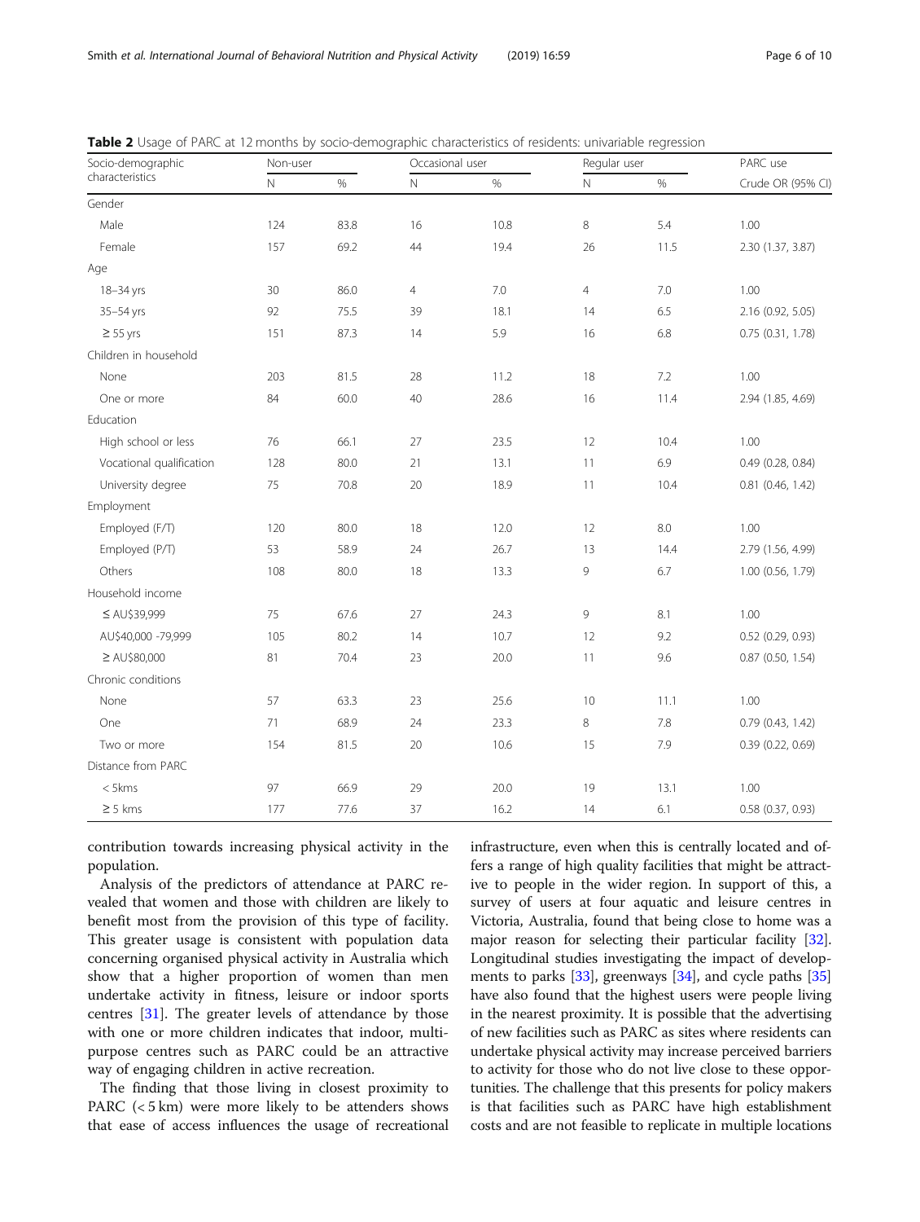**Table 2** Usage of PARC at 12 months by socio-demographic characteristics of residents: univariable regression

| Socio-demographic characteristics | Non-user | | Occasional user | | Regular user | | PARC use |
|---|---|---|---|---|---|---|---|
| | N | % | N | % | N | % | Crude OR (95% CI) |
| Gender | | | | | | | |
| Male | 124 | 83.8 | 16 | 10.8 | 8 | 5.4 | 1.00 |
| Female | 157 | 69.2 | 44 | 19.4 | 26 | 11.5 | 2.30 (1.37, 3.87) |
| Age | | | | | | | |
| 18–34 yrs | 30 | 86.0 | 4 | 7.0 | 4 | 7.0 | 1.00 |
| 35–54 yrs | 92 | 75.5 | 39 | 18.1 | 14 | 6.5 | 2.16 (0.92, 5.05) |
| ≥ 55 yrs | 151 | 87.3 | 14 | 5.9 | 16 | 6.8 | 0.75 (0.31, 1.78) |
| Children in household | | | | | | | |
| None | 203 | 81.5 | 28 | 11.2 | 18 | 7.2 | 1.00 |
| One or more | 84 | 60.0 | 40 | 28.6 | 16 | 11.4 | 2.94 (1.85, 4.69) |
| Education | | | | | | | |
| High school or less | 76 | 66.1 | 27 | 23.5 | 12 | 10.4 | 1.00 |
| Vocational qualification | 128 | 80.0 | 21 | 13.1 | 11 | 6.9 | 0.49 (0.28, 0.84) |
| University degree | 75 | 70.8 | 20 | 18.9 | 11 | 10.4 | 0.81 (0.46, 1.42) |
| Employment | | | | | | | |
| Employed (F/T) | 120 | 80.0 | 18 | 12.0 | 12 | 8.0 | 1.00 |
| Employed (P/T) | 53 | 58.9 | 24 | 26.7 | 13 | 14.4 | 2.79 (1.56, 4.99) |
| Others | 108 | 80.0 | 18 | 13.3 | 9 | 6.7 | 1.00 (0.56, 1.79) |
| Household income | | | | | | | |
| ≤ AU$39,999 | 75 | 67.6 | 27 | 24.3 | 9 | 8.1 | 1.00 |
| AU$40,000 -79,999 | 105 | 80.2 | 14 | 10.7 | 12 | 9.2 | 0.52 (0.29, 0.93) |
| ≥ AU$80,000 | 81 | 70.4 | 23 | 20.0 | 11 | 9.6 | 0.87 (0.50, 1.54) |
| Chronic conditions | | | | | | | |
| None | 57 | 63.3 | 23 | 25.6 | 10 | 11.1 | 1.00 |
| One | 71 | 68.9 | 24 | 23.3 | 8 | 7.8 | 0.79 (0.43, 1.42) |
| Two or more | 154 | 81.5 | 20 | 10.6 | 15 | 7.9 | 0.39 (0.22, 0.69) |
| Distance from PARC | | | | | | | |
| < 5kms | 97 | 66.9 | 29 | 20.0 | 19 | 13.1 | 1.00 |
| ≥ 5 kms | 177 | 77.6 | 37 | 16.2 | 14 | 6.1 | 0.58 (0.37, 0.93) |

contribution towards increasing physical activity in the population.

Analysis of the predictors of attendance at PARC revealed that women and those with children are likely to benefit most from the provision of this type of facility. This greater usage is consistent with population data concerning organised physical activity in Australia which show that a higher proportion of women than men undertake activity in fitness, leisure or indoor sports centres [31]. The greater levels of attendance by those with one or more children indicates that indoor, multi-purpose centres such as PARC could be an attractive way of engaging children in active recreation.

The finding that those living in closest proximity to PARC (< 5 km) were more likely to be attenders shows that ease of access influences the usage of recreational infrastructure, even when this is centrally located and offers a range of high quality facilities that might be attractive to people in the wider region. In support of this, a survey of users at four aquatic and leisure centres in Victoria, Australia, found that being close to home was a major reason for selecting their particular facility [32]. Longitudinal studies investigating the impact of developments to parks [33], greenways [34], and cycle paths [35] have also found that the highest users were people living in the nearest proximity. It is possible that the advertising of new facilities such as PARC as sites where residents can undertake physical activity may increase perceived barriers to activity for those who do not live close to these opportunities. The challenge that this presents for policy makers is that facilities such as PARC have high establishment costs and are not feasible to replicate in multiple locations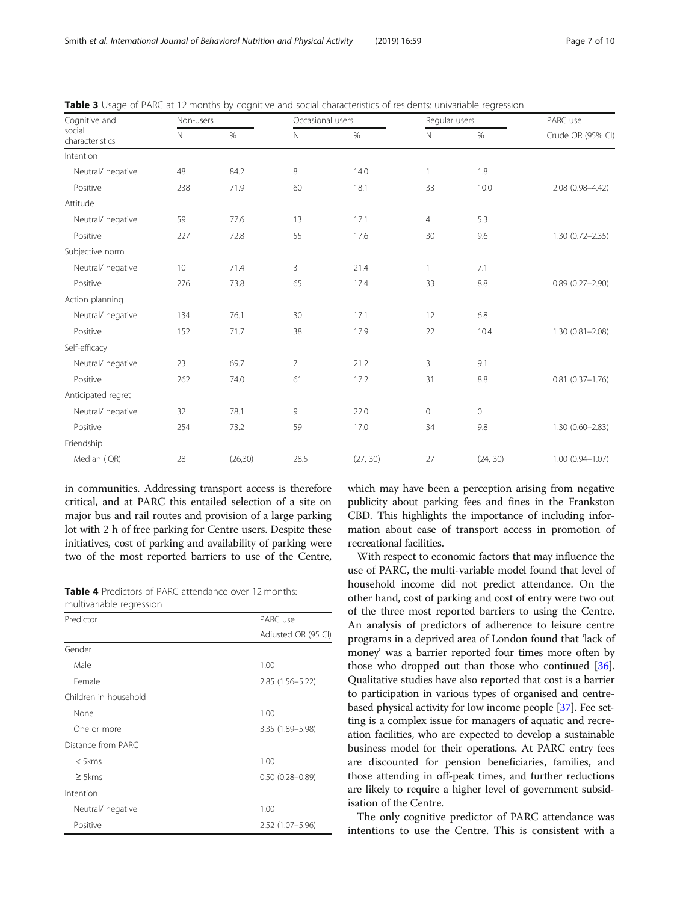**Table 3** Usage of PARC at 12 months by cognitive and social characteristics of residents: univariable regression

| Cognitive and social characteristics | Non-users | | Occasional users | | Regular users | | PARC use |
|---|---|---|---|---|---|---|---|
| | N | % | N | % | N | % | Crude OR (95% CI) |
| Intention | | | | | | | |
| Neutral/ negative | 48 | 84.2 | 8 | 14.0 | 1 | 1.8 | |
| Positive | 238 | 71.9 | 60 | 18.1 | 33 | 10.0 | 2.08 (0.98–4.42) |
| Attitude | | | | | | | |
| Neutral/ negative | 59 | 77.6 | 13 | 17.1 | 4 | 5.3 | |
| Positive | 227 | 72.8 | 55 | 17.6 | 30 | 9.6 | 1.30 (0.72–2.35) |
| Subjective norm | | | | | | | |
| Neutral/ negative | 10 | 71.4 | 3 | 21.4 | 1 | 7.1 | |
| Positive | 276 | 73.8 | 65 | 17.4 | 33 | 8.8 | 0.89 (0.27–2.90) |
| Action planning | | | | | | | |
| Neutral/ negative | 134 | 76.1 | 30 | 17.1 | 12 | 6.8 | |
| Positive | 152 | 71.7 | 38 | 17.9 | 22 | 10.4 | 1.30 (0.81–2.08) |
| Self-efficacy | | | | | | | |
| Neutral/ negative | 23 | 69.7 | 7 | 21.2 | 3 | 9.1 | |
| Positive | 262 | 74.0 | 61 | 17.2 | 31 | 8.8 | 0.81 (0.37–1.76) |
| Anticipated regret | | | | | | | |
| Neutral/ negative | 32 | 78.1 | 9 | 22.0 | 0 | 0 | |
| Positive | 254 | 73.2 | 59 | 17.0 | 34 | 9.8 | 1.30 (0.60–2.83) |
| Friendship | | | | | | | |
| Median (IQR) | 28 | (26,30) | 28.5 | (27, 30) | 27 | (24, 30) | 1.00 (0.94–1.07) |

in communities. Addressing transport access is therefore critical, and at PARC this entailed selection of a site on major bus and rail routes and provision of a large parking lot with 2 h of free parking for Centre users. Despite these initiatives, cost of parking and availability of parking were two of the most reported barriers to use of the Centre, which may have been a perception arising from negative publicity about parking fees and fines in the Frankston CBD. This highlights the importance of including information about ease of transport access in promotion of recreational facilities.

**Table 4** Predictors of PARC attendance over 12 months: multivariable regression

| Predictor | PARC use |
|---|---|
| | Adjusted OR (95 CI) |
| Gender | |
| Male | 1.00 |
| Female | 2.85 (1.56–5.22) |
| Children in household | |
| None | 1.00 |
| One or more | 3.35 (1.89–5.98) |
| Distance from PARC | |
| < 5kms | 1.00 |
| ≥ 5kms | 0.50 (0.28–0.89) |
| Intention | |
| Neutral/ negative | 1.00 |
| Positive | 2.52 (1.07–5.96) |

With respect to economic factors that may influence the use of PARC, the multi-variable model found that level of household income did not predict attendance. On the other hand, cost of parking and cost of entry were two out of the three most reported barriers to using the Centre. An analysis of predictors of adherence to leisure centre programs in a deprived area of London found that 'lack of money' was a barrier reported four times more often by those who dropped out than those who continued [36]. Qualitative studies have also reported that cost is a barrier to participation in various types of organised and centre-based physical activity for low income people [37]. Fee setting is a complex issue for managers of aquatic and recreation facilities, who are expected to develop a sustainable business model for their operations. At PARC entry fees are discounted for pension beneficiaries, families, and those attending in off-peak times, and further reductions are likely to require a higher level of government subsidisation of the Centre.

The only cognitive predictor of PARC attendance was intentions to use the Centre. This is consistent with a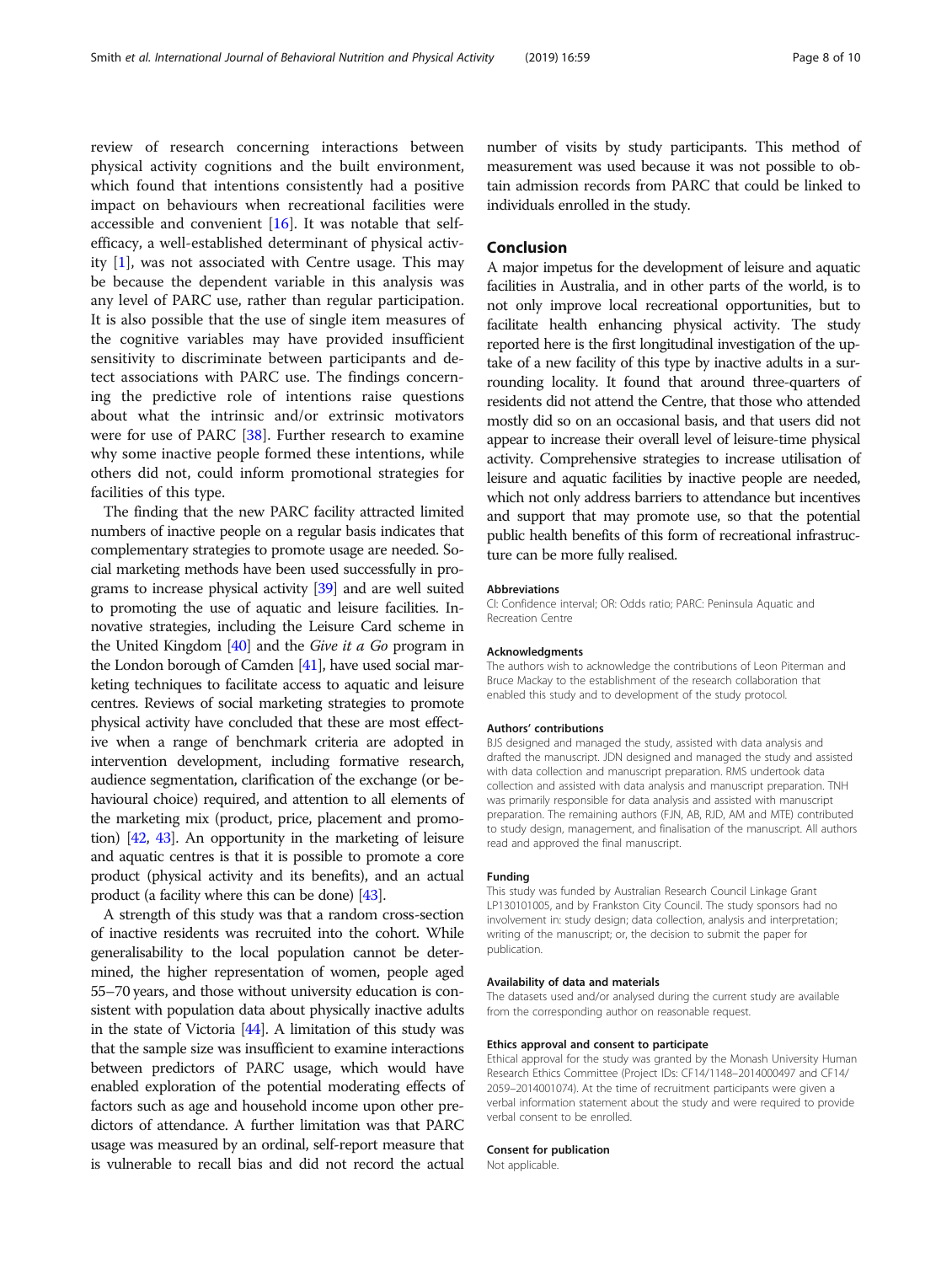review of research concerning interactions between physical activity cognitions and the built environment, which found that intentions consistently had a positive impact on behaviours when recreational facilities were accessible and convenient [16]. It was notable that self-efficacy, a well-established determinant of physical activity [1], was not associated with Centre usage. This may be because the dependent variable in this analysis was any level of PARC use, rather than regular participation. It is also possible that the use of single item measures of the cognitive variables may have provided insufficient sensitivity to discriminate between participants and detect associations with PARC use. The findings concerning the predictive role of intentions raise questions about what the intrinsic and/or extrinsic motivators were for use of PARC [38]. Further research to examine why some inactive people formed these intentions, while others did not, could inform promotional strategies for facilities of this type.

The finding that the new PARC facility attracted limited numbers of inactive people on a regular basis indicates that complementary strategies to promote usage are needed. Social marketing methods have been used successfully in programs to increase physical activity [39] and are well suited to promoting the use of aquatic and leisure facilities. Innovative strategies, including the Leisure Card scheme in the United Kingdom [40] and the *Give it a Go* program in the London borough of Camden [41], have used social marketing techniques to facilitate access to aquatic and leisure centres. Reviews of social marketing strategies to promote physical activity have concluded that these are most effective when a range of benchmark criteria are adopted in intervention development, including formative research, audience segmentation, clarification of the exchange (or behavioural choice) required, and attention to all elements of the marketing mix (product, price, placement and promotion) [42, 43]. An opportunity in the marketing of leisure and aquatic centres is that it is possible to promote a core product (physical activity and its benefits), and an actual product (a facility where this can be done) [43].

A strength of this study was that a random cross-section of inactive residents was recruited into the cohort. While generalisability to the local population cannot be determined, the higher representation of women, people aged 55–70 years, and those without university education is consistent with population data about physically inactive adults in the state of Victoria [44]. A limitation of this study was that the sample size was insufficient to examine interactions between predictors of PARC usage, which would have enabled exploration of the potential moderating effects of factors such as age and household income upon other predictors of attendance. A further limitation was that PARC usage was measured by an ordinal, self-report measure that is vulnerable to recall bias and did not record the actual number of visits by study participants. This method of measurement was used because it was not possible to obtain admission records from PARC that could be linked to individuals enrolled in the study.

## Conclusion

A major impetus for the development of leisure and aquatic facilities in Australia, and in other parts of the world, is to not only improve local recreational opportunities, but to facilitate health enhancing physical activity. The study reported here is the first longitudinal investigation of the uptake of a new facility of this type by inactive adults in a surrounding locality. It found that around three-quarters of residents did not attend the Centre, that those who attended mostly did so on an occasional basis, and that users did not appear to increase their overall level of leisure-time physical activity. Comprehensive strategies to increase utilisation of leisure and aquatic facilities by inactive people are needed, which not only address barriers to attendance but incentives and support that may promote use, so that the potential public health benefits of this form of recreational infrastructure can be more fully realised.

#### Abbreviations

CI: Confidence interval; OR: Odds ratio; PARC: Peninsula Aquatic and Recreation Centre

#### Acknowledgments

The authors wish to acknowledge the contributions of Leon Piterman and Bruce Mackay to the establishment of the research collaboration that enabled this study and to development of the study protocol.

#### Authors' contributions

BJS designed and managed the study, assisted with data analysis and drafted the manuscript. JDN designed and managed the study and assisted with data collection and manuscript preparation. RMS undertook data collection and assisted with data analysis and manuscript preparation. TNH was primarily responsible for data analysis and assisted with manuscript preparation. The remaining authors (FJN, AB, RJD, AM and MTE) contributed to study design, management, and finalisation of the manuscript. All authors read and approved the final manuscript.

#### Funding

This study was funded by Australian Research Council Linkage Grant LP130101005, and by Frankston City Council. The study sponsors had no involvement in: study design; data collection, analysis and interpretation; writing of the manuscript; or, the decision to submit the paper for publication.

#### Availability of data and materials

The datasets used and/or analysed during the current study are available from the corresponding author on reasonable request.

#### Ethics approval and consent to participate

Ethical approval for the study was granted by the Monash University Human Research Ethics Committee (Project IDs: CF14/1148–2014000497 and CF14/2059–2014001074). At the time of recruitment participants were given a verbal information statement about the study and were required to provide verbal consent to be enrolled.

#### Consent for publication

Not applicable.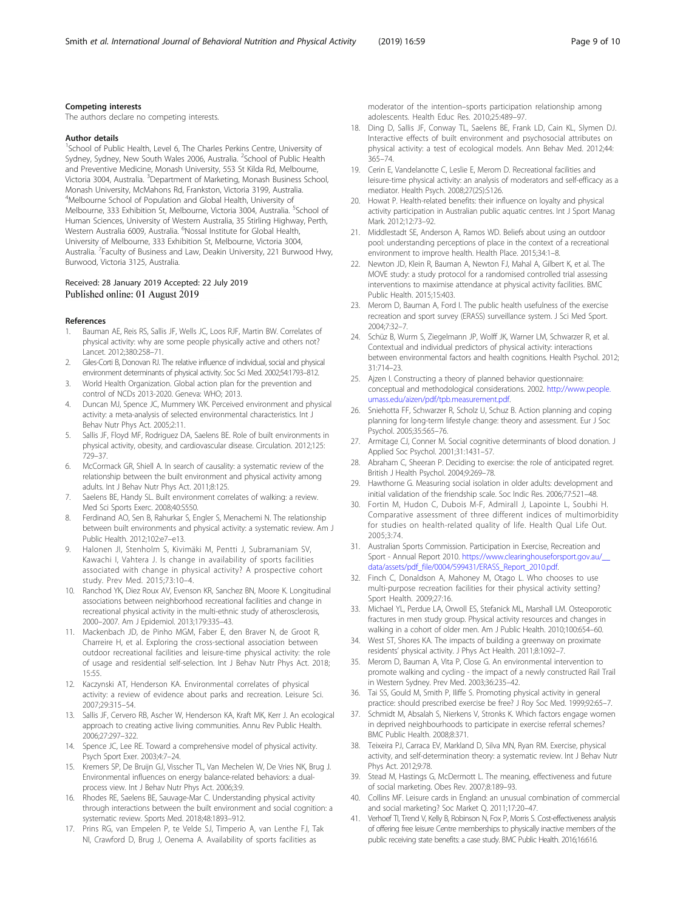### Competing interests

The authors declare no competing interests.

### Author details

[1]School of Public Health, Level 6, The Charles Perkins Centre, University of Sydney, Sydney, New South Wales 2006, Australia. [2]School of Public Health and Preventive Medicine, Monash University, 553 St Kilda Rd, Melbourne, Victoria 3004, Australia. [3]Department of Marketing, Monash Business School, Monash University, McMahons Rd, Frankston, Victoria 3199, Australia. [4]Melbourne School of Population and Global Health, University of Melbourne, 333 Exhibition St, Melbourne, Victoria 3004, Australia. [5]School of Human Sciences, University of Western Australia, 35 Stirling Highway, Perth, Western Australia 6009, Australia. [6]Nossal Institute for Global Health, University of Melbourne, 333 Exhibition St, Melbourne, Victoria 3004, Australia. [7]Faculty of Business and Law, Deakin University, 221 Burwood Hwy, Burwood, Victoria 3125, Australia.

Received: 28 January 2019 Accepted: 22 July 2019
Published online: 01 August 2019

### References

1. Bauman AE, Reis RS, Sallis JF, Wells JC, Loos RJF, Martin BW. Correlates of physical activity: why are some people physically active and others not? Lancet. 2012;380:258–71.
2. Giles-Corti B, Donovan RJ. The relative influence of individual, social and physical environment determinants of physical activity. Soc Sci Med. 2002;54:1793–812.
3. World Health Organization. Global action plan for the prevention and control of NCDs 2013-2020. Geneva: WHO; 2013.
4. Duncan MJ, Spence JC, Mummery WK. Perceived environment and physical activity: a meta-analysis of selected environmental characteristics. Int J Behav Nutr Phys Act. 2005;2:11.
5. Sallis JF, Floyd MF, Rodriguez DA, Saelens BE. Role of built environments in physical activity, obesity, and cardiovascular disease. Circulation. 2012;125:729–37.
6. McCormack GR, Shiell A. In search of causality: a systematic review of the relationship between the built environment and physical activity among adults. Int J Behav Nutr Phys Act. 2011;8:125.
7. Saelens BE, Handy SL. Built environment correlates of walking: a review. Med Sci Sports Exerc. 2008;40:S550.
8. Ferdinand AO, Sen B, Rahurkar S, Engler S, Menachemi N. The relationship between built environments and physical activity: a systematic review. Am J Public Health. 2012;102:e7–e13.
9. Halonen JI, Stenholm S, Kivimäki M, Pentti J, Subramaniam SV, Kawachi I, Vahtera J. Is change in availability of sports facilities associated with change in physical activity? A prospective cohort study. Prev Med. 2015;73:10–4.
10. Ranchod YK, Diez Roux AV, Evenson KR, Sanchez BN, Moore K. Longitudinal associations between neighborhood recreational facilities and change in recreational physical activity in the multi-ethnic study of atherosclerosis, 2000–2007. Am J Epidemiol. 2013;179:335–43.
11. Mackenbach JD, de Pinho MGM, Faber E, den Braver N, de Groot R, Charreire H, et al. Exploring the cross-sectional association between outdoor recreational facilities and leisure-time physical activity: the role of usage and residential self-selection. Int J Behav Nutr Phys Act. 2018;15:55.
12. Kaczynski AT, Henderson KA. Environmental correlates of physical activity: a review of evidence about parks and recreation. Leisure Sci. 2007;29:315–54.
13. Sallis JF, Cervero RB, Ascher W, Henderson KA, Kraft MK, Kerr J. An ecological approach to creating active living communities. Annu Rev Public Health. 2006;27:297–322.
14. Spence JC, Lee RE. Toward a comprehensive model of physical activity. Psych Sport Exer. 2003;4:7–24.
15. Kremers SP, De Bruijn GJ, Visscher TL, Van Mechelen W, De Vries NK, Brug J. Environmental influences on energy balance-related behaviors: a dual-process view. Int J Behav Nutr Phys Act. 2006;3:9.
16. Rhodes RE, Saelens BE, Sauvage-Mar C. Understanding physical activity through interactions between the built environment and social cognition: a systematic review. Sports Med. 2018;48:1893–912.
17. Prins RG, van Empelen P, te Velde SJ, Timperio A, van Lenthe FJ, Tak NI, Crawford D, Brug J, Oenema A. Availability of sports facilities as moderator of the intention–sports participation relationship among adolescents. Health Educ Res. 2010;25:489–97.
18. Ding D, Sallis JF, Conway TL, Saelens BE, Frank LD, Cain KL, Slymen DJ. Interactive effects of built environment and psychosocial attributes on physical activity: a test of ecological models. Ann Behav Med. 2012;44:365–74.
19. Cerin E, Vandelanotte C, Leslie E, Merom D. Recreational facilities and leisure-time physical activity: an analysis of moderators and self-efficacy as a mediator. Health Psych. 2008;27(2S):S126.
20. Howat P. Health-related benefits: their influence on loyalty and physical activity participation in Australian public aquatic centres. Int J Sport Manag Mark. 2012;12:73–92.
21. Middlestadt SE, Anderson A, Ramos WD. Beliefs about using an outdoor pool: understanding perceptions of place in the context of a recreational environment to improve health. Health Place. 2015;34:1–8.
22. Newton JD, Klein R, Bauman A, Newton FJ, Mahal A, Gilbert K, et al. The MOVE study: a study protocol for a randomised controlled trial assessing interventions to maximise attendance at physical activity facilities. BMC Public Health. 2015;15:403.
23. Merom D, Bauman A, Ford I. The public health usefulness of the exercise recreation and sport survey (ERASS) surveillance system. J Sci Med Sport. 2004;7:32–7.
24. Schüz B, Wurm S, Ziegelmann JP, Wolff JK, Warner LM, Schwarzer R, et al. Contextual and individual predictors of physical activity: interactions between environmental factors and health cognitions. Health Psychol. 2012;31:714–23.
25. Ajzen I. Constructing a theory of planned behavior questionnaire: conceptual and methodological considerations. 2002. http://www.people.umass.edu/aizen/pdf/tpb.measurement.pdf.
26. Sniehotta FF, Schwarzer R, Scholz U, Schuz B. Action planning and coping planning for long-term lifestyle change: theory and assessment. Eur J Soc Psychol. 2005;35:565–76.
27. Armitage CJ, Conner M. Social cognitive determinants of blood donation. J Applied Soc Psychol. 2001;31:1431–57.
28. Abraham C, Sheeran P. Deciding to exercise: the role of anticipated regret. British J Health Psychol. 2004;9:269–78.
29. Hawthorne G. Measuring social isolation in older adults: development and initial validation of the friendship scale. Soc Indic Res. 2006;77:521–48.
30. Fortin M, Hudon C, Dubois M-F, Admirall J, Lapointe L, Soubhi H. Comparative assessment of three different indices of multimorbidity for studies on health-related quality of life. Health Qual Life Out. 2005;3:74.
31. Australian Sports Commission. Participation in Exercise, Recreation and Sport - Annual Report 2010. https://www.clearinghouseforsport.gov.au/__data/assets/pdf_file/0004/599431/ERASS_Report_2010.pdf.
32. Finch C, Donaldson A, Mahoney M, Otago L. Who chooses to use multi-purpose recreation facilities for their physical activity setting? Sport Health. 2009;27:16.
33. Michael YL, Perdue LA, Orwoll ES, Stefanick ML, Marshall LM. Osteoporotic fractures in men study group. Physical activity resources and changes in walking in a cohort of older men. Am J Public Health. 2010;100:654–60.
34. West ST, Shores KA. The impacts of building a greenway on proximate residents' physical activity. J Phys Act Health. 2011;8:1092–7.
35. Merom D, Bauman A, Vita P, Close G. An environmental intervention to promote walking and cycling - the impact of a newly constructed Rail Trail in Western Sydney. Prev Med. 2003;36:235–42.
36. Tai SS, Gould M, Smith P, Iliffe S. Promoting physical activity in general practice: should prescribed exercise be free? J Roy Soc Med. 1999;92:65–7.
37. Schmidt M, Absalah S, Nierkens V, Stronks K. Which factors engage women in deprived neighbourhoods to participate in exercise referral schemes? BMC Public Health. 2008;8:371.
38. Teixeira PJ, Carraca EV, Markland D, Silva MN, Ryan RM. Exercise, physical activity, and self-determination theory: a systematic review. Int J Behav Nutr Phys Act. 2012;9:78.
39. Stead M, Hastings G, McDermott L. The meaning, effectiveness and future of social marketing. Obes Rev. 2007;8:189–93.
40. Collins MF. Leisure cards in England: an unusual combination of commercial and social marketing? Soc Market Q. 2011;17:20–47.
41. Verhoef TI, Trend V, Kelly B, Robinson N, Fox P, Morris S. Cost-effectiveness analysis of offering free leisure Centre memberships to physically inactive members of the public receiving state benefits: a case study. BMC Public Health. 2016;16:616.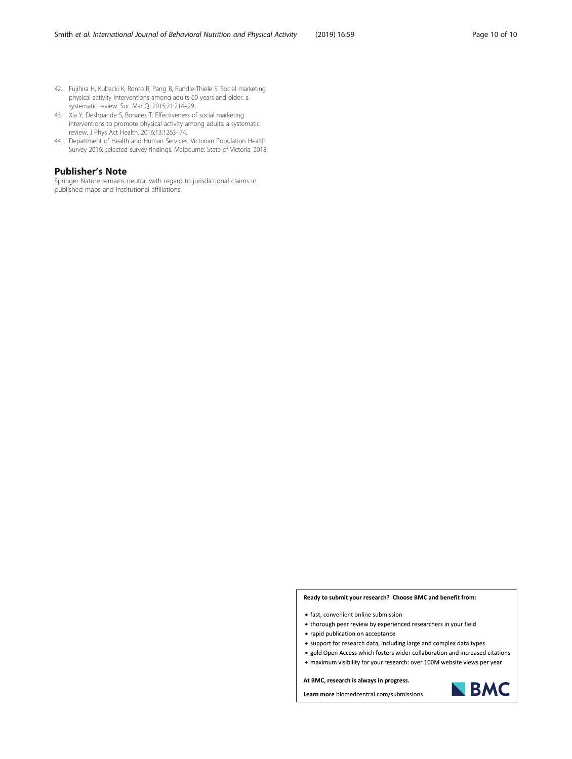42. Fujihira H, Kubacki K, Ronto R, Pang B, Rundle-Thiele S. Social marketing physical activity interventions among adults 60 years and older: a systematic review. Soc Mar Q. 2015;21:214–29.
43. Xia Y, Deshpande S, Bonates T. Effectiveness of social marketing interventions to promote physical activity among adults: a systematic review. J Phys Act Health. 2016;13:1263–74.
44. Department of Health and Human Services. Victorian Population Health Survey 2016: selected survey findings. Melbourne: State of Victoria; 2018.

## Publisher's Note

Springer Nature remains neutral with regard to jurisdictional claims in published maps and institutional affiliations.

**Ready to submit your research? Choose BMC and benefit from:**

- fast, convenient online submission
- thorough peer review by experienced researchers in your field
- rapid publication on acceptance
- support for research data, including large and complex data types
- gold Open Access which fosters wider collaboration and increased citations
- maximum visibility for your research: over 100M website views per year

**At BMC, research is always in progress.**

**Learn more** biomedcentral.com/submissions

BMC